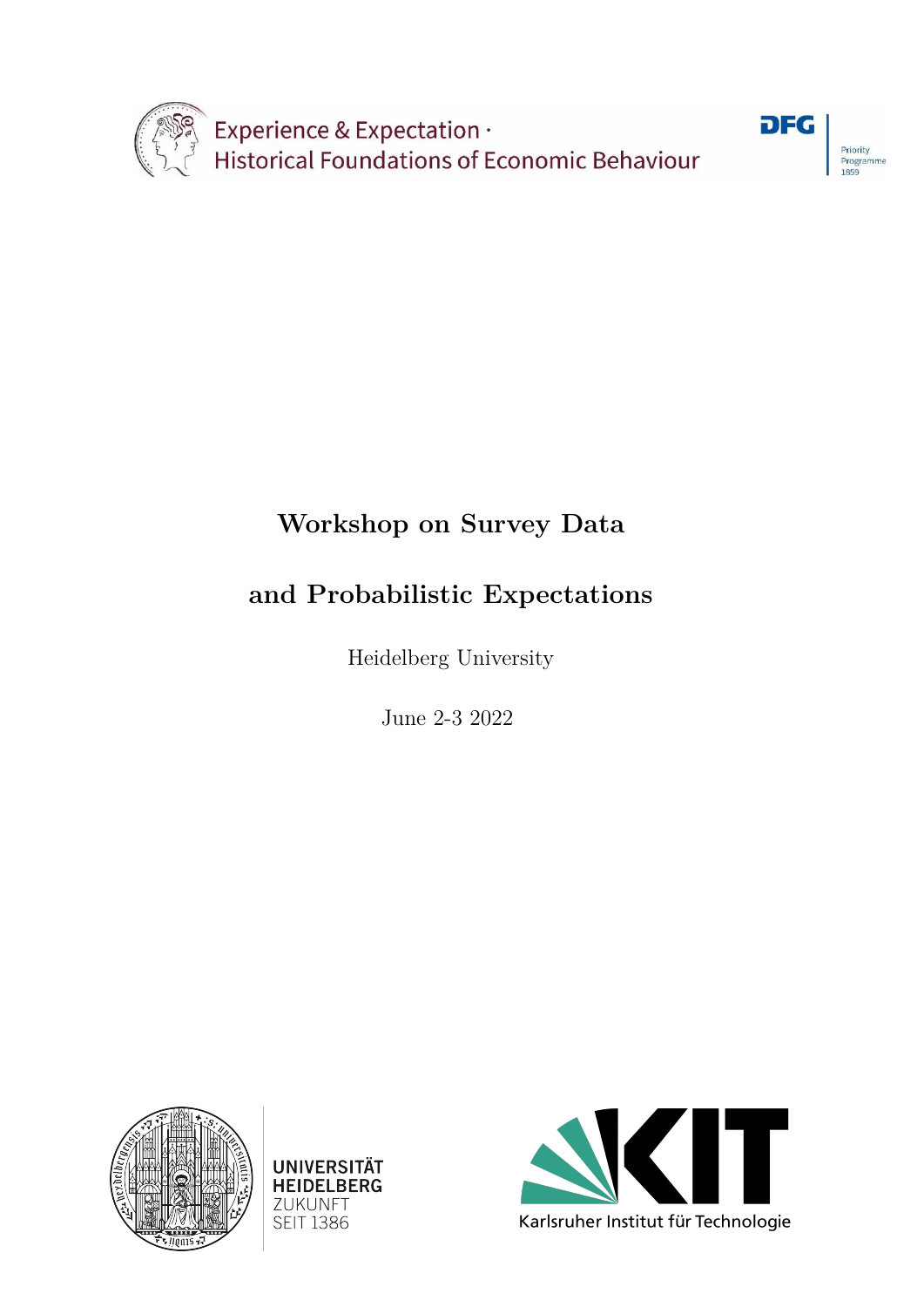Experience & Expectation · Historical Foundations of Economic Behaviour

DFG Priority Programme 1859

# Workshop on Survey Data and Probabilistic Expectations

Heidelberg University

June 2-3 2022

UNIVERSITÄT HEIDELBERG ZUKUNFT SEIT 1386

KIT Karlsruher Institut für Technologie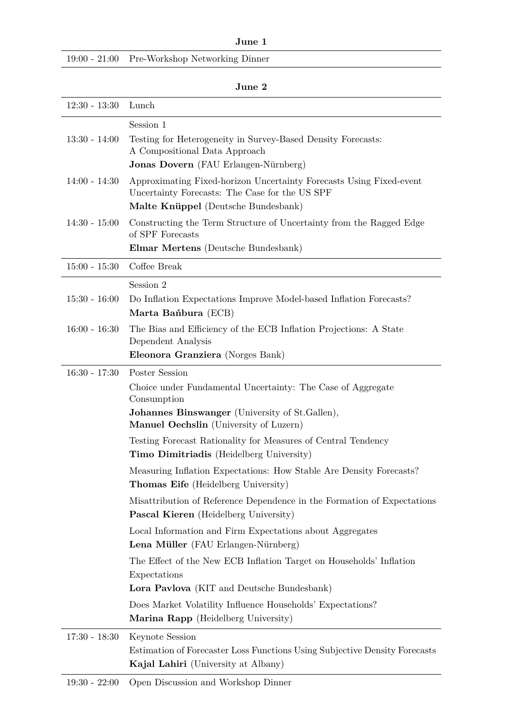## June 1

| | |
|---|---|
| 19:00 - 21:00 | Pre-Workshop Networking Dinner |

## June 2

| | |
|---|---|
| 12:30 - 13:30 | Lunch |
| | Session 1 |
| 13:30 - 14:00 | Testing for Heterogeneity in Survey-Based Density Forecasts: A Compositional Data Approach<br>**Jonas Dovern** (FAU Erlangen-Nürnberg) |
| 14:00 - 14:30 | Approximating Fixed-horizon Uncertainty Forecasts Using Fixed-event Uncertainty Forecasts: The Case for the US SPF<br>**Malte Knüppel** (Deutsche Bundesbank) |
| 14:30 - 15:00 | Constructing the Term Structure of Uncertainty from the Ragged Edge of SPF Forecasts<br>**Elmar Mertens** (Deutsche Bundesbank) |
| 15:00 - 15:30 | Coffee Break |
| | Session 2 |
| 15:30 - 16:00 | Do Inflation Expectations Improve Model-based Inflation Forecasts?<br>**Marta Bańbura** (ECB) |
| 16:00 - 16:30 | The Bias and Efficiency of the ECB Inflation Projections: A State Dependent Analysis<br>**Eleonora Granziera** (Norges Bank) |
| 16:30 - 17:30 | Poster Session |
| | Choice under Fundamental Uncertainty: The Case of Aggregate Consumption<br>**Johannes Binswanger** (University of St.Gallen), **Manuel Oechslin** (University of Luzern) |
| | Testing Forecast Rationality for Measures of Central Tendency<br>**Timo Dimitriadis** (Heidelberg University) |
| | Measuring Inflation Expectations: How Stable Are Density Forecasts?<br>**Thomas Eife** (Heidelberg University) |
| | Misattribution of Reference Dependence in the Formation of Expectations<br>**Pascal Kieren** (Heidelberg University) |
| | Local Information and Firm Expectations about Aggregates<br>**Lena Müller** (FAU Erlangen-Nürnberg) |
| | The Effect of the New ECB Inflation Target on Households' Inflation Expectations<br>**Lora Pavlova** (KIT and Deutsche Bundesbank) |
| | Does Market Volatility Influence Households' Expectations?<br>**Marina Rapp** (Heidelberg University) |
| 17:30 - 18:30 | Keynote Session<br>Estimation of Forecaster Loss Functions Using Subjective Density Forecasts<br>**Kajal Lahiri** (University at Albany) |
| 19:30 - 22:00 | Open Discussion and Workshop Dinner |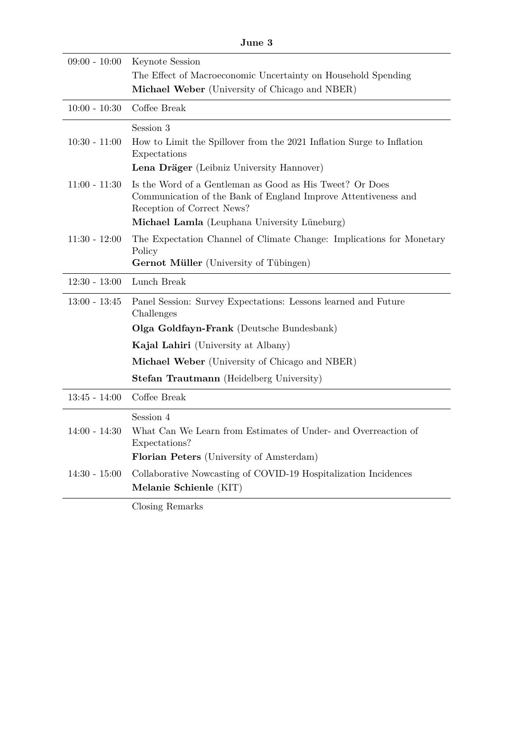**June 3**

| | |
|---|---|
| 09:00 - 10:00 | Keynote Session<br>The Effect of Macroeconomic Uncertainty on Household Spending<br>**Michael Weber** (University of Chicago and NBER) |
| 10:00 - 10:30 | Coffee Break |
| | Session 3 |
| 10:30 - 11:00 | How to Limit the Spillover from the 2021 Inflation Surge to Inflation Expectations<br>**Lena Dräger** (Leibniz University Hannover) |
| 11:00 - 11:30 | Is the Word of a Gentleman as Good as His Tweet? Or Does Communication of the Bank of England Improve Attentiveness and Reception of Correct News?<br>**Michael Lamla** (Leuphana University Lüneburg) |
| 11:30 - 12:00 | The Expectation Channel of Climate Change: Implications for Monetary Policy<br>**Gernot Müller** (University of Tübingen) |
| 12:30 - 13:00 | Lunch Break |
| 13:00 - 13:45 | Panel Session: Survey Expectations: Lessons learned and Future Challenges<br>**Olga Goldfayn-Frank** (Deutsche Bundesbank)<br>**Kajal Lahiri** (University at Albany)<br>**Michael Weber** (University of Chicago and NBER)<br>**Stefan Trautmann** (Heidelberg University) |
| 13:45 - 14:00 | Coffee Break |
| | Session 4 |
| 14:00 - 14:30 | What Can We Learn from Estimates of Under- and Overreaction of Expectations?<br>**Florian Peters** (University of Amsterdam) |
| 14:30 - 15:00 | Collaborative Nowcasting of COVID-19 Hospitalization Incidences<br>**Melanie Schienle** (KIT) |
| | Closing Remarks |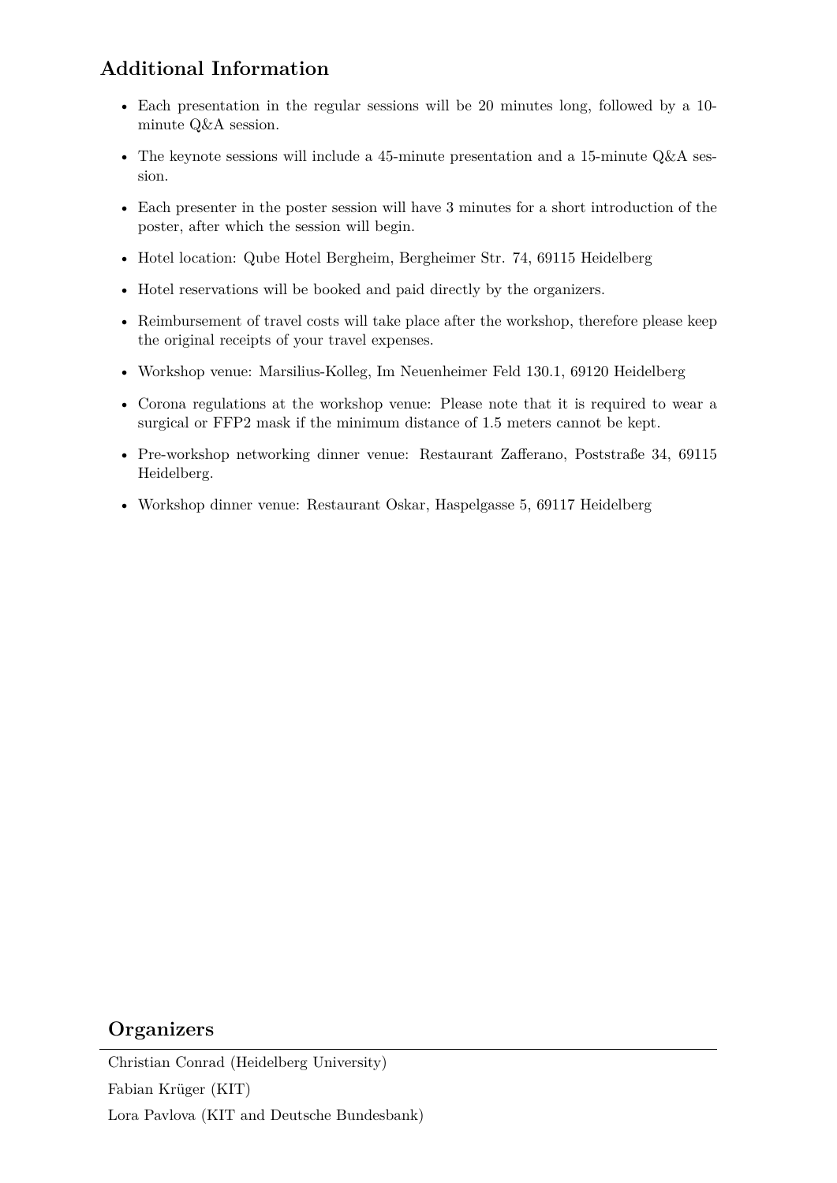## Additional Information

- Each presentation in the regular sessions will be 20 minutes long, followed by a 10-minute Q&A session.
- The keynote sessions will include a 45-minute presentation and a 15-minute Q&A session.
- Each presenter in the poster session will have 3 minutes for a short introduction of the poster, after which the session will begin.
- Hotel location: Qube Hotel Bergheim, Bergheimer Str. 74, 69115 Heidelberg
- Hotel reservations will be booked and paid directly by the organizers.
- Reimbursement of travel costs will take place after the workshop, therefore please keep the original receipts of your travel expenses.
- Workshop venue: Marsilius-Kolleg, Im Neuenheimer Feld 130.1, 69120 Heidelberg
- Corona regulations at the workshop venue: Please note that it is required to wear a surgical or FFP2 mask if the minimum distance of 1.5 meters cannot be kept.
- Pre-workshop networking dinner venue: Restaurant Zafferano, Poststraße 34, 69115 Heidelberg.
- Workshop dinner venue: Restaurant Oskar, Haspelgasse 5, 69117 Heidelberg

## Organizers

Christian Conrad (Heidelberg University)

Fabian Krüger (KIT)

Lora Pavlova (KIT and Deutsche Bundesbank)